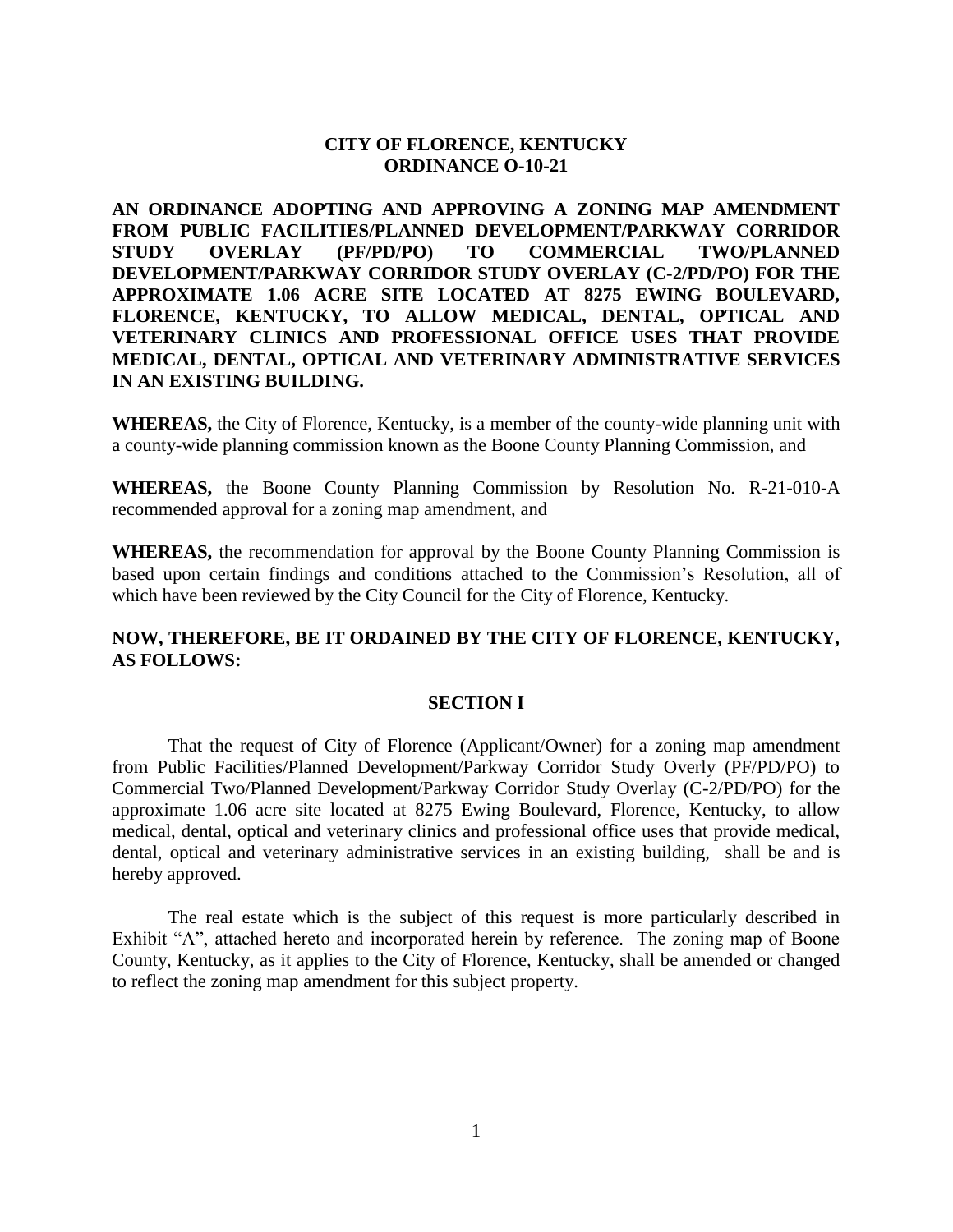# CITY OF FLORENCE, KENTUCKY
# ORDINANCE O-10-21

**AN ORDINANCE ADOPTING AND APPROVING A ZONING MAP AMENDMENT FROM PUBLIC FACILITIES/PLANNED DEVELOPMENT/PARKWAY CORRIDOR STUDY OVERLAY (PF/PD/PO) TO COMMERCIAL TWO/PLANNED DEVELOPMENT/PARKWAY CORRIDOR STUDY OVERLAY (C-2/PD/PO) FOR THE APPROXIMATE 1.06 ACRE SITE LOCATED AT 8275 EWING BOULEVARD, FLORENCE, KENTUCKY, TO ALLOW MEDICAL, DENTAL, OPTICAL AND VETERINARY CLINICS AND PROFESSIONAL OFFICE USES THAT PROVIDE MEDICAL, DENTAL, OPTICAL AND VETERINARY ADMINISTRATIVE SERVICES IN AN EXISTING BUILDING.**

**WHEREAS,** the City of Florence, Kentucky, is a member of the county-wide planning unit with a county-wide planning commission known as the Boone County Planning Commission, and

**WHEREAS,** the Boone County Planning Commission by Resolution No. R-21-010-A recommended approval for a zoning map amendment, and

**WHEREAS,** the recommendation for approval by the Boone County Planning Commission is based upon certain findings and conditions attached to the Commission's Resolution, all of which have been reviewed by the City Council for the City of Florence, Kentucky.

**NOW, THEREFORE, BE IT ORDAINED BY THE CITY OF FLORENCE, KENTUCKY, AS FOLLOWS:**

## SECTION I

That the request of City of Florence (Applicant/Owner) for a zoning map amendment from Public Facilities/Planned Development/Parkway Corridor Study Overly (PF/PD/PO) to Commercial Two/Planned Development/Parkway Corridor Study Overlay (C-2/PD/PO) for the approximate 1.06 acre site located at 8275 Ewing Boulevard, Florence, Kentucky, to allow medical, dental, optical and veterinary clinics and professional office uses that provide medical, dental, optical and veterinary administrative services in an existing building, shall be and is hereby approved.

The real estate which is the subject of this request is more particularly described in Exhibit "A", attached hereto and incorporated herein by reference. The zoning map of Boone County, Kentucky, as it applies to the City of Florence, Kentucky, shall be amended or changed to reflect the zoning map amendment for this subject property.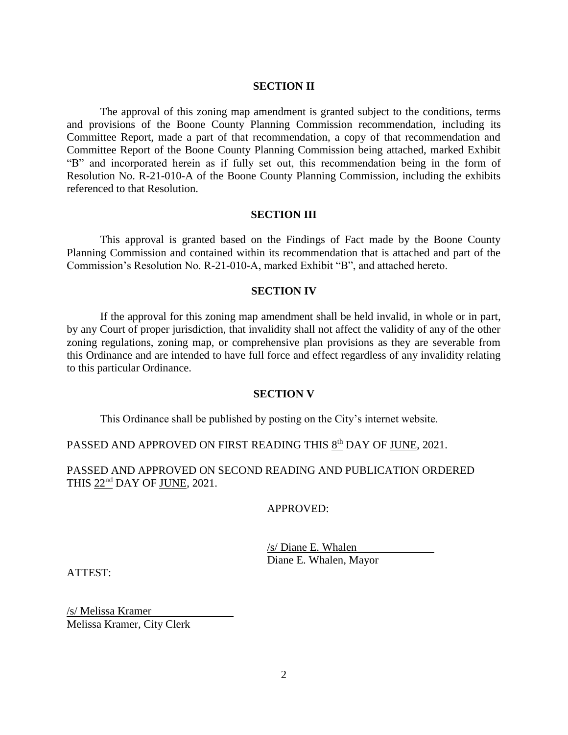## SECTION II

The approval of this zoning map amendment is granted subject to the conditions, terms and provisions of the Boone County Planning Commission recommendation, including its Committee Report, made a part of that recommendation, a copy of that recommendation and Committee Report of the Boone County Planning Commission being attached, marked Exhibit "B" and incorporated herein as if fully set out, this recommendation being in the form of Resolution No. R-21-010-A of the Boone County Planning Commission, including the exhibits referenced to that Resolution.

## SECTION III

This approval is granted based on the Findings of Fact made by the Boone County Planning Commission and contained within its recommendation that is attached and part of the Commission's Resolution No. R-21-010-A, marked Exhibit "B", and attached hereto.

## SECTION IV

If the approval for this zoning map amendment shall be held invalid, in whole or in part, by any Court of proper jurisdiction, that invalidity shall not affect the validity of any of the other zoning regulations, zoning map, or comprehensive plan provisions as they are severable from this Ordinance and are intended to have full force and effect regardless of any invalidity relating to this particular Ordinance.

## SECTION V

This Ordinance shall be published by posting on the City's internet website.

PASSED AND APPROVED ON FIRST READING THIS 8th DAY OF JUNE, 2021.

PASSED AND APPROVED ON SECOND READING AND PUBLICATION ORDERED THIS 22nd DAY OF JUNE, 2021.

APPROVED:

/s/ Diane E. Whalen
Diane E. Whalen, Mayor

ATTEST:

/s/ Melissa Kramer
Melissa Kramer, City Clerk